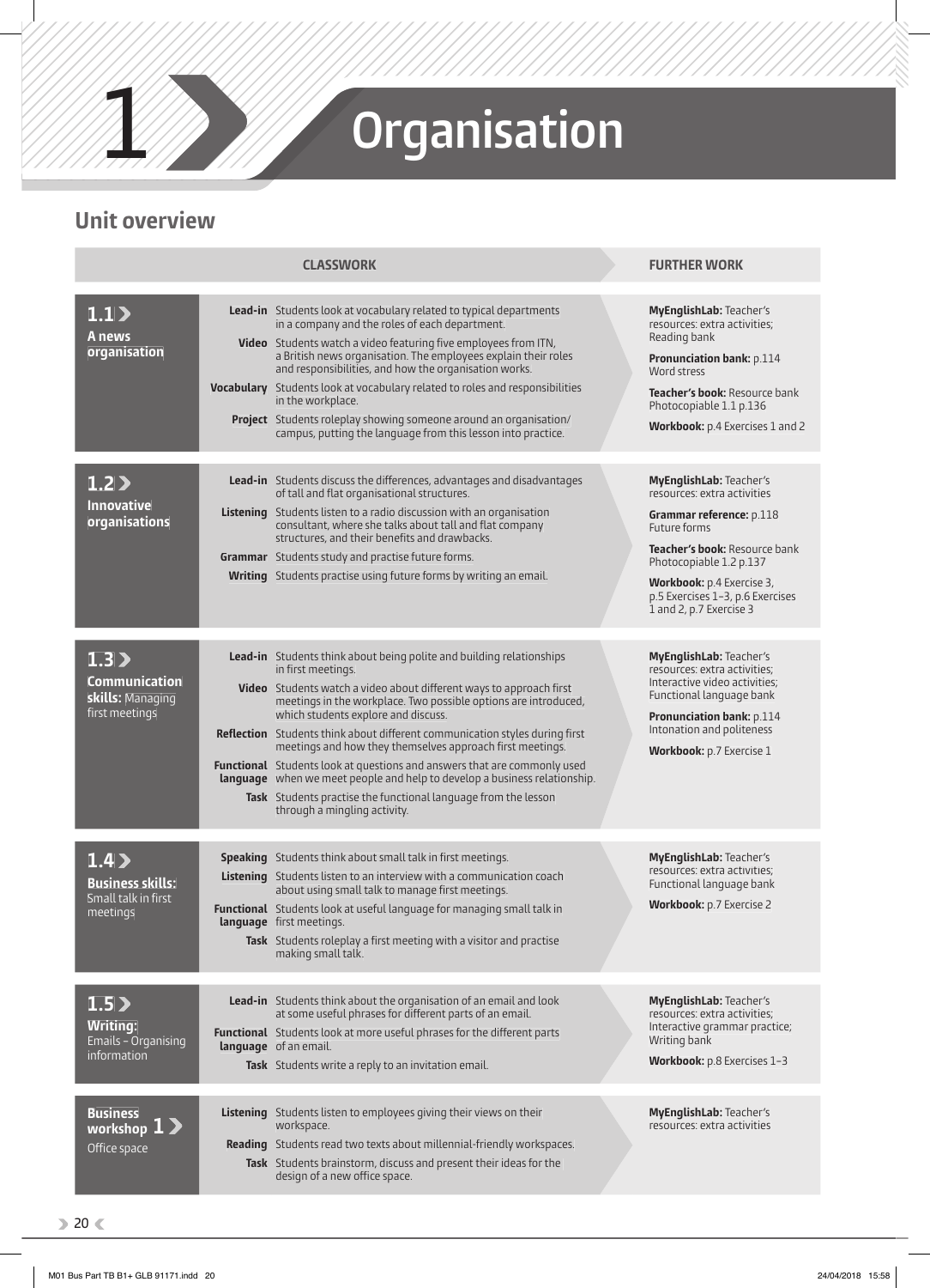# 1 Organisation

## Unit overview

| | CLASSWORK | FURTHER WORK |
|---|---|---|
| **1.1 A news organisation** | **Lead-in** Students look at vocabulary related to typical departments in a company and the roles of each department.<br>**Video** Students watch a video featuring five employees from ITN, a British news organisation. The employees explain their roles and responsibilities, and how the organisation works.<br>**Vocabulary** Students look at vocabulary related to roles and responsibilities in the workplace.<br>**Project** Students roleplay showing someone around an organisation/campus, putting the language from this lesson into practice. | **MyEnglishLab:** Teacher's resources: extra activities; Reading bank<br>**Pronunciation bank:** p.114 Word stress<br>**Teacher's book:** Resource bank Photocopiable 1.1 p.136<br>**Workbook:** p.4 Exercises 1 and 2 |
| **1.2 Innovative organisations** | **Lead-in** Students discuss the differences, advantages and disadvantages of tall and flat organisational structures.<br>**Listening** Students listen to a radio discussion with an organisation consultant, where she talks about tall and flat company structures, and their benefits and drawbacks.<br>**Grammar** Students study and practise future forms.<br>**Writing** Students practise using future forms by writing an email. | **MyEnglishLab:** Teacher's resources: extra activities<br>**Grammar reference:** p.118 Future forms<br>**Teacher's book:** Resource bank Photocopiable 1.2 p.137<br>**Workbook:** p.4 Exercise 3, p.5 Exercises 1–3, p.6 Exercises 1 and 2, p.7 Exercise 3 |
| **1.3 Communication skills:** Managing first meetings | **Lead-in** Students think about being polite and building relationships in first meetings.<br>**Video** Students watch a video about different ways to approach first meetings in the workplace. Two possible options are introduced, which students explore and discuss.<br>**Reflection** Students think about different communication styles during first meetings and how they themselves approach first meetings.<br>**Functional language** Students look at questions and answers that are commonly used when we meet people and help to develop a business relationship.<br>**Task** Students practise the functional language from the lesson through a mingling activity. | **MyEnglishLab:** Teacher's resources: extra activities; Interactive video activities; Functional language bank<br>**Pronunciation bank:** p.114 Intonation and politeness<br>**Workbook:** p.7 Exercise 1 |
| **1.4 Business skills:** Small talk in first meetings | **Speaking** Students think about small talk in first meetings.<br>**Listening** Students listen to an interview with a communication coach about using small talk to manage first meetings.<br>**Functional language** Students look at useful language for managing small talk in first meetings.<br>**Task** Students roleplay a first meeting with a visitor and practise making small talk. | **MyEnglishLab:** Teacher's resources: extra activities; Functional language bank<br>**Workbook:** p.7 Exercise 2 |
| **1.5 Writing:** Emails – Organising information | **Lead-in** Students think about the organisation of an email and look at some useful phrases for different parts of an email.<br>**Functional language** Students look at more useful phrases for the different parts of an email.<br>**Task** Students write a reply to an invitation email. | **MyEnglishLab:** Teacher's resources: extra activities; Interactive grammar practice; Writing bank<br>**Workbook:** p.8 Exercises 1–3 |
| **Business workshop 1** Office space | **Listening** Students listen to employees giving their views on their workspace.<br>**Reading** Students read two texts about millennial-friendly workspaces.<br>**Task** Students brainstorm, discuss and present their ideas for the design of a new office space. | **MyEnglishLab:** Teacher's resources: extra activities |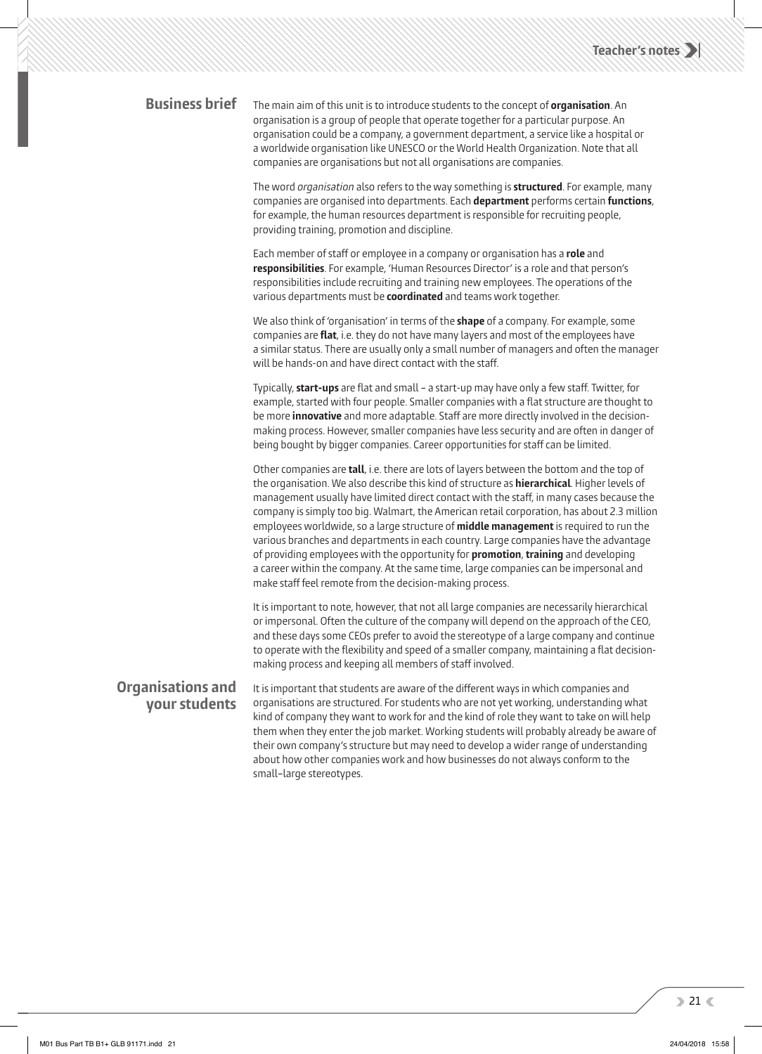## Business brief

The main aim of this unit is to introduce students to the concept of **organisation**. An organisation is a group of people that operate together for a particular purpose. An organisation could be a company, a government department, a service like a hospital or a worldwide organisation like UNESCO or the World Health Organization. Note that all companies are organisations but not all organisations are companies.

The word *organisation* also refers to the way something is **structured**. For example, many companies are organised into departments. Each **department** performs certain **functions**, for example, the human resources department is responsible for recruiting people, providing training, promotion and discipline.

Each member of staff or employee in a company or organisation has a **role** and **responsibilities**. For example, 'Human Resources Director' is a role and that person's responsibilities include recruiting and training new employees. The operations of the various departments must be **coordinated** and teams work together.

We also think of 'organisation' in terms of the **shape** of a company. For example, some companies are **flat**, i.e. they do not have many layers and most of the employees have a similar status. There are usually only a small number of managers and often the manager will be hands-on and have direct contact with the staff.

Typically, **start-ups** are flat and small – a start-up may have only a few staff. Twitter, for example, started with four people. Smaller companies with a flat structure are thought to be more **innovative** and more adaptable. Staff are more directly involved in the decision-making process. However, smaller companies have less security and are often in danger of being bought by bigger companies. Career opportunities for staff can be limited.

Other companies are **tall**, i.e. there are lots of layers between the bottom and the top of the organisation. We also describe this kind of structure as **hierarchical**. Higher levels of management usually have limited direct contact with the staff, in many cases because the company is simply too big. Walmart, the American retail corporation, has about 2.3 million employees worldwide, so a large structure of **middle management** is required to run the various branches and departments in each country. Large companies have the advantage of providing employees with the opportunity for **promotion**, **training** and developing a career within the company. At the same time, large companies can be impersonal and make staff feel remote from the decision-making process.

It is important to note, however, that not all large companies are necessarily hierarchical or impersonal. Often the culture of the company will depend on the approach of the CEO, and these days some CEOs prefer to avoid the stereotype of a large company and continue to operate with the flexibility and speed of a smaller company, maintaining a flat decision-making process and keeping all members of staff involved.

## Organisations and your students

It is important that students are aware of the different ways in which companies and organisations are structured. For students who are not yet working, understanding what kind of company they want to work for and the kind of role they want to take on will help them when they enter the job market. Working students will probably already be aware of their own company's structure but may need to develop a wider range of understanding about how other companies work and how businesses do not always conform to the small–large stereotypes.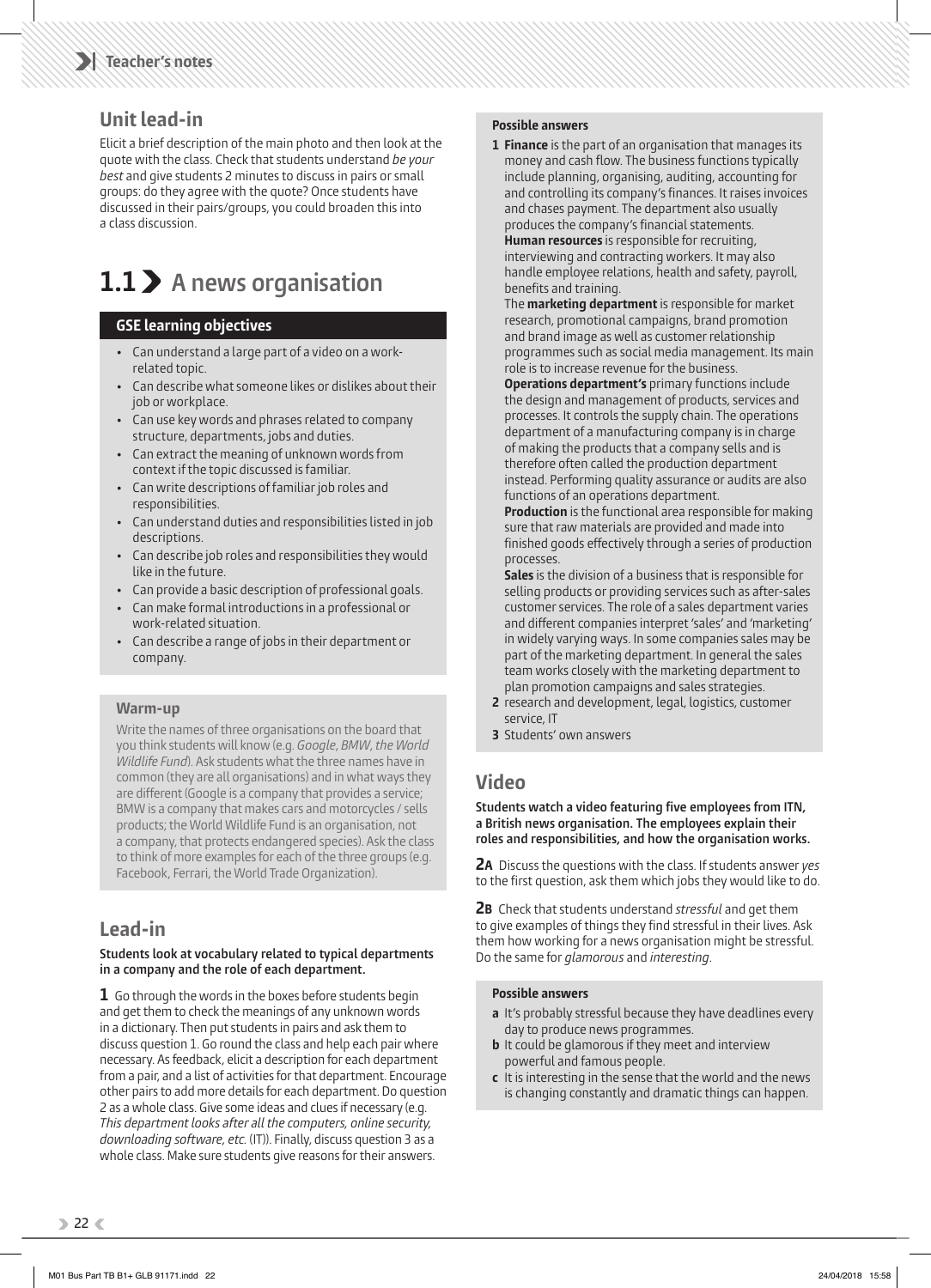## Unit lead-in

Elicit a brief description of the main photo and then look at the quote with the class. Check that students understand *be your best* and give students 2 minutes to discuss in pairs or small groups: do they agree with the quote? Once students have discussed in their pairs/groups, you could broaden this into a class discussion.

# 1.1 A news organisation

### GSE learning objectives

- Can understand a large part of a video on a work-related topic.
- Can describe what someone likes or dislikes about their job or workplace.
- Can use key words and phrases related to company structure, departments, jobs and duties.
- Can extract the meaning of unknown words from context if the topic discussed is familiar.
- Can write descriptions of familiar job roles and responsibilities.
- Can understand duties and responsibilities listed in job descriptions.
- Can describe job roles and responsibilities they would like in the future.
- Can provide a basic description of professional goals.
- Can make formal introductions in a professional or work-related situation.
- Can describe a range of jobs in their department or company.

### Warm-up

Write the names of three organisations on the board that you think students will know (e.g. *Google, BMW, the World Wildlife Fund*). Ask students what the three names have in common (they are all organisations) and in what ways they are different (Google is a company that provides a service; BMW is a company that makes cars and motorcycles / sells products; the World Wildlife Fund is an organisation, not a company, that protects endangered species). Ask the class to think of more examples for each of the three groups (e.g. Facebook, Ferrari, the World Trade Organization).

## Lead-in

**Students look at vocabulary related to typical departments in a company and the role of each department.**

**1** Go through the words in the boxes before students begin and get them to check the meanings of any unknown words in a dictionary. Then put students in pairs and ask them to discuss question 1. Go round the class and help each pair where necessary. As feedback, elicit a description for each department from a pair, and a list of activities for that department. Encourage other pairs to add more details for each department. Do question 2 as a whole class. Give some ideas and clues if necessary (e.g. *This department looks after all the computers, online security, downloading software, etc.* (IT)). Finally, discuss question 3 as a whole class. Make sure students give reasons for their answers.

#### Possible answers

**1** **Finance** is the part of an organisation that manages its money and cash flow. The business functions typically include planning, organising, auditing, accounting for and controlling its company's finances. It raises invoices and chases payment. The department also usually produces the company's financial statements.
**Human resources** is responsible for recruiting, interviewing and contracting workers. It may also handle employee relations, health and safety, payroll, benefits and training.
The **marketing department** is responsible for market research, promotional campaigns, brand promotion and brand image as well as customer relationship programmes such as social media management. Its main role is to increase revenue for the business.
**Operations department's** primary functions include the design and management of products, services and processes. It controls the supply chain. The operations department of a manufacturing company is in charge of making the products that a company sells and is therefore often called the production department instead. Performing quality assurance or audits are also functions of an operations department.
**Production** is the functional area responsible for making sure that raw materials are provided and made into finished goods effectively through a series of production processes.
**Sales** is the division of a business that is responsible for selling products or providing services such as after-sales customer services. The role of a sales department varies and different companies interpret 'sales' and 'marketing' in widely varying ways. In some companies sales may be part of the marketing department. In general the sales team works closely with the marketing department to plan promotion campaigns and sales strategies.
**2** research and development, legal, logistics, customer service, IT
**3** Students' own answers

## Video

**Students watch a video featuring five employees from ITN, a British news organisation. The employees explain their roles and responsibilities, and how the organisation works.**

**2A** Discuss the questions with the class. If students answer *yes* to the first question, ask them which jobs they would like to do.

**2B** Check that students understand *stressful* and get them to give examples of things they find stressful in their lives. Ask them how working for a news organisation might be stressful. Do the same for *glamorous* and *interesting*.

#### Possible answers

**a** It's probably stressful because they have deadlines every day to produce news programmes.
**b** It could be glamorous if they meet and interview powerful and famous people.
**c** It is interesting in the sense that the world and the news is changing constantly and dramatic things can happen.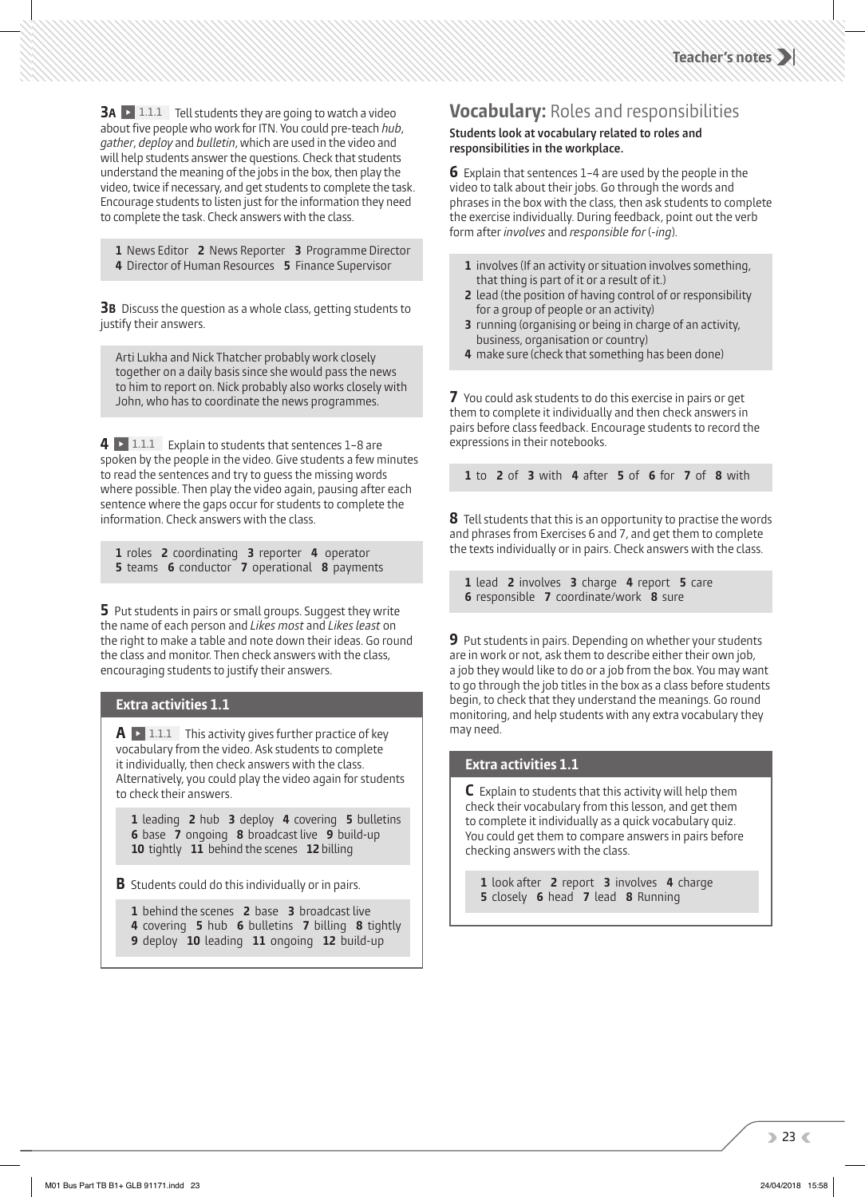**3A** ▶ 1.1.1 Tell students they are going to watch a video about five people who work for ITN. You could pre-teach *hub*, *gather*, *deploy* and *bulletin*, which are used in the video and will help students answer the questions. Check that students understand the meaning of the jobs in the box, then play the video, twice if necessary, and get students to complete the task. Encourage students to listen just for the information they need to complete the task. Check answers with the class.

> **1** News Editor **2** News Reporter **3** Programme Director **4** Director of Human Resources **5** Finance Supervisor

**3B** Discuss the question as a whole class, getting students to justify their answers.

> Arti Lukha and Nick Thatcher probably work closely together on a daily basis since she would pass the news to him to report on. Nick probably also works closely with John, who has to coordinate the news programmes.

**4** ▶ 1.1.1 Explain to students that sentences 1–8 are spoken by the people in the video. Give students a few minutes to read the sentences and try to guess the missing words where possible. Then play the video again, pausing after each sentence where the gaps occur for students to complete the information. Check answers with the class.

> **1** roles **2** coordinating **3** reporter **4** operator **5** teams **6** conductor **7** operational **8** payments

**5** Put students in pairs or small groups. Suggest they write the name of each person and *Likes most* and *Likes least* on the right to make a table and note down their ideas. Go round the class and monitor. Then check answers with the class, encouraging students to justify their answers.

### Extra activities 1.1

**A** ▶ 1.1.1 This activity gives further practice of key vocabulary from the video. Ask students to complete it individually, then check answers with the class. Alternatively, you could play the video again for students to check their answers.

> **1** leading **2** hub **3** deploy **4** covering **5** bulletins **6** base **7** ongoing **8** broadcast live **9** build-up **10** tightly **11** behind the scenes **12** billing

**B** Students could do this individually or in pairs.

> **1** behind the scenes **2** base **3** broadcast live **4** covering **5** hub **6** bulletins **7** billing **8** tightly **9** deploy **10** leading **11** ongoing **12** build-up

## Vocabulary: Roles and responsibilities

**Students look at vocabulary related to roles and responsibilities in the workplace.**

**6** Explain that sentences 1–4 are used by the people in the video to talk about their jobs. Go through the words and phrases in the box with the class, then ask students to complete the exercise individually. During feedback, point out the verb form after *involves* and *responsible for* (*-ing*).

> **1** involves (If an activity or situation involves something, that thing is part of it or a result of it.)
> **2** lead (the position of having control of or responsibility for a group of people or an activity)
> **3** running (organising or being in charge of an activity, business, organisation or country)
> **4** make sure (check that something has been done)

**7** You could ask students to do this exercise in pairs or get them to complete it individually and then check answers in pairs before class feedback. Encourage students to record the expressions in their notebooks.

> **1** to **2** of **3** with **4** after **5** of **6** for **7** of **8** with

**8** Tell students that this is an opportunity to practise the words and phrases from Exercises 6 and 7, and get them to complete the texts individually or in pairs. Check answers with the class.

> **1** lead **2** involves **3** charge **4** report **5** care **6** responsible **7** coordinate/work **8** sure

**9** Put students in pairs. Depending on whether your students are in work or not, ask them to describe either their own job, a job they would like to do or a job from the box. You may want to go through the job titles in the box as a class before students begin, to check that they understand the meanings. Go round monitoring, and help students with any extra vocabulary they may need.

### Extra activities 1.1

**C** Explain to students that this activity will help them check their vocabulary from this lesson, and get them to complete it individually as a quick vocabulary quiz. You could get them to compare answers in pairs before checking answers with the class.

> **1** look after **2** report **3** involves **4** charge **5** closely **6** head **7** lead **8** Running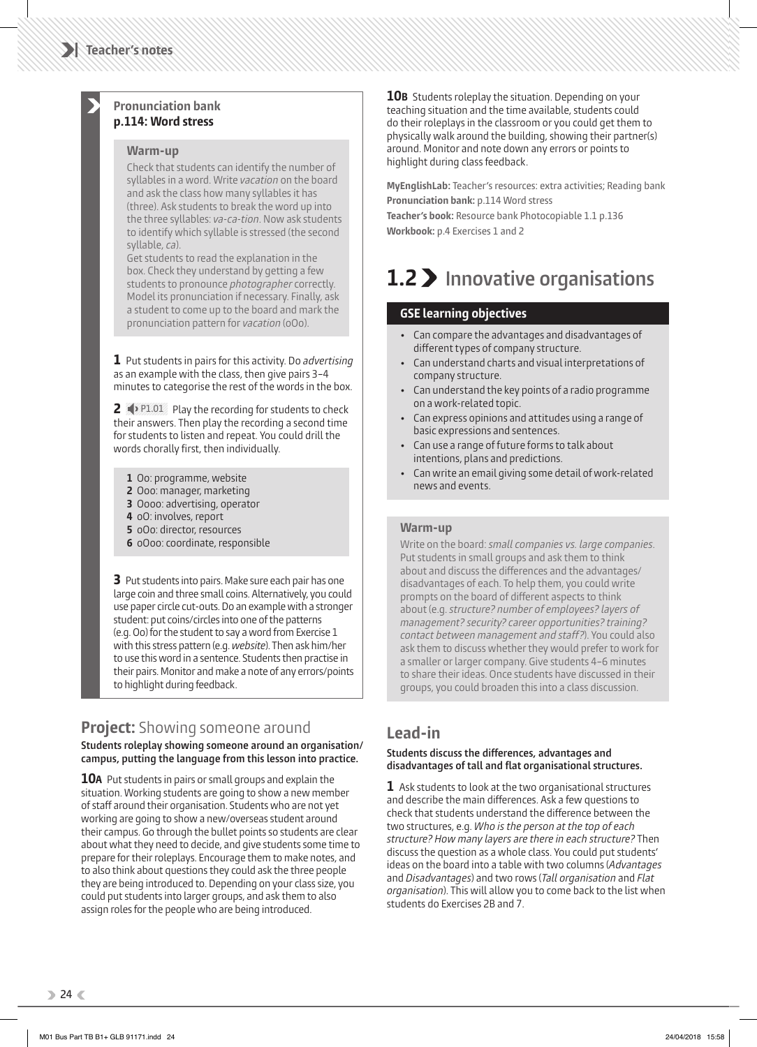## Pronunciation bank p.114: Word stress

### Warm-up

Check that students can identify the number of syllables in a word. Write *vacation* on the board and ask the class how many syllables it has (three). Ask students to break the word up into the three syllables: *va-ca-tion*. Now ask students to identify which syllable is stressed (the second syllable, *ca*).

Get students to read the explanation in the box. Check they understand by getting a few students to pronounce *photographer* correctly. Model its pronunciation if necessary. Finally, ask a student to come up to the board and mark the pronunciation pattern for *vacation* (oOo).

**1** Put students in pairs for this activity. Do *advertising* as an example with the class, then give pairs 3–4 minutes to categorise the rest of the words in the box.

**2** P1.01 Play the recording for students to check their answers. Then play the recording a second time for students to listen and repeat. You could drill the words chorally first, then individually.

**1** Oo: programme, website
**2** Ooo: manager, marketing
**3** Oooo: advertising, operator
**4** oO: involves, report
**5** oOo: director, resources
**6** oOoo: coordinate, responsible

**3** Put students into pairs. Make sure each pair has one large coin and three small coins. Alternatively, you could use paper circle cut-outs. Do an example with a stronger student: put coins/circles into one of the patterns (e.g. Oo) for the student to say a word from Exercise 1 with this stress pattern (e.g. *website*). Then ask him/her to use this word in a sentence. Students then practise in their pairs. Monitor and make a note of any errors/points to highlight during feedback.

## Project: Showing someone around

**Students roleplay showing someone around an organisation/campus, putting the language from this lesson into practice.**

**10A** Put students in pairs or small groups and explain the situation. Working students are going to show a new member of staff around their organisation. Students who are not yet working are going to show a new/overseas student around their campus. Go through the bullet points so students are clear about what they need to decide, and give students some time to prepare for their roleplays. Encourage them to make notes, and to also think about questions they could ask the three people they are being introduced to. Depending on your class size, you could put students into larger groups, and ask them to also assign roles for the people who are being introduced.

**10B** Students roleplay the situation. Depending on your teaching situation and the time available, students could do their roleplays in the classroom or you could get them to physically walk around the building, showing their partner(s) around. Monitor and note down any errors or points to highlight during class feedback.

**MyEnglishLab:** Teacher's resources: extra activities; Reading bank
**Pronunciation bank:** p.114 Word stress
**Teacher's book:** Resource bank Photocopiable 1.1 p.136
**Workbook:** p.4 Exercises 1 and 2

# 1.2 Innovative organisations

### GSE learning objectives

- Can compare the advantages and disadvantages of different types of company structure.
- Can understand charts and visual interpretations of company structure.
- Can understand the key points of a radio programme on a work-related topic.
- Can express opinions and attitudes using a range of basic expressions and sentences.
- Can use a range of future forms to talk about intentions, plans and predictions.
- Can write an email giving some detail of work-related news and events.

### Warm-up

Write on the board: *small companies vs. large companies*. Put students in small groups and ask them to think about and discuss the differences and the advantages/disadvantages of each. To help them, you could write prompts on the board of different aspects to think about (e.g. *structure? number of employees? layers of management? security? career opportunities? training? contact between management and staff?*). You could also ask them to discuss whether they would prefer to work for a smaller or larger company. Give students 4–6 minutes to share their ideas. Once students have discussed in their groups, you could broaden this into a class discussion.

## Lead-in

**Students discuss the differences, advantages and disadvantages of tall and flat organisational structures.**

**1** Ask students to look at the two organisational structures and describe the main differences. Ask a few questions to check that students understand the difference between the two structures, e.g. *Who is the person at the top of each structure? How many layers are there in each structure?* Then discuss the question as a whole class. You could put students' ideas on the board into a table with two columns (*Advantages* and *Disadvantages*) and two rows (*Tall organisation* and *Flat organisation*). This will allow you to come back to the list when students do Exercises 2B and 7.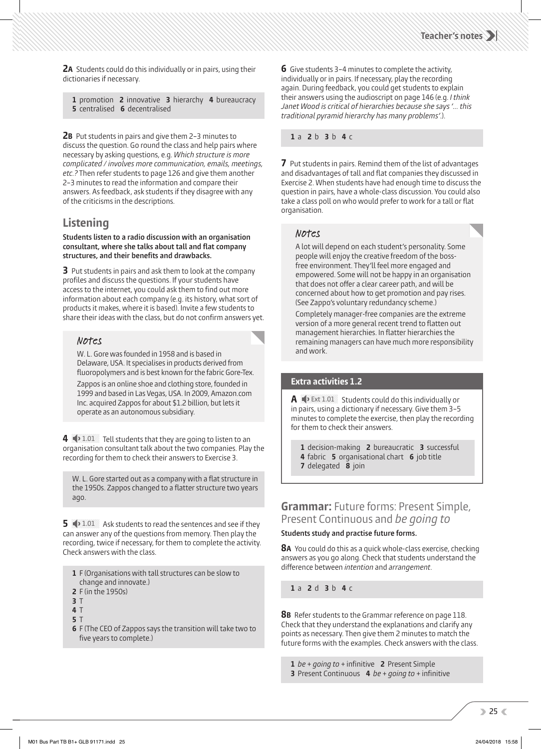**2A** Students could do this individually or in pairs, using their dictionaries if necessary.

**1** promotion **2** innovative **3** hierarchy **4** bureaucracy **5** centralised **6** decentralised

**2B** Put students in pairs and give them 2–3 minutes to discuss the question. Go round the class and help pairs where necessary by asking questions, e.g. *Which structure is more complicated / involves more communication, emails, meetings, etc.?* Then refer students to page 126 and give them another 2–3 minutes to read the information and compare their answers. As feedback, ask students if they disagree with any of the criticisms in the descriptions.

## Listening

**Students listen to a radio discussion with an organisation consultant, where she talks about tall and flat company structures, and their benefits and drawbacks.**

**3** Put students in pairs and ask them to look at the company profiles and discuss the questions. If your students have access to the internet, you could ask them to find out more information about each company (e.g. its history, what sort of products it makes, where it is based). Invite a few students to share their ideas with the class, but do not confirm answers yet.

### Notes

W. L. Gore was founded in 1958 and is based in Delaware, USA. It specialises in products derived from fluoropolymers and is best known for the fabric Gore-Tex.

Zappos is an online shoe and clothing store, founded in 1999 and based in Las Vegas, USA. In 2009, Amazon.com Inc. acquired Zappos for about $1.2 billion, but lets it operate as an autonomous subsidiary.

**4** 1.01 Tell students that they are going to listen to an organisation consultant talk about the two companies. Play the recording for them to check their answers to Exercise 3.

W. L. Gore started out as a company with a flat structure in the 1950s. Zappos changed to a flatter structure two years ago.

**5** 1.01 Ask students to read the sentences and see if they can answer any of the questions from memory. Then play the recording, twice if necessary, for them to complete the activity. Check answers with the class.

**1** F (Organisations with tall structures can be slow to change and innovate.)
**2** F (in the 1950s)
**3** T
**4** T
**5** T
**6** F (The CEO of Zappos says the transition will take two to five years to complete.)

**6** Give students 3–4 minutes to complete the activity, individually or in pairs. If necessary, play the recording again. During feedback, you could get students to explain their answers using the audioscript on page 146 (e.g. *I think Janet Wood is critical of hierarchies because she says '... this traditional pyramid hierarchy has many problems'.*).

**1** a **2** b **3** b **4** c

**7** Put students in pairs. Remind them of the list of advantages and disadvantages of tall and flat companies they discussed in Exercise 2. When students have had enough time to discuss the question in pairs, have a whole-class discussion. You could also take a class poll on who would prefer to work for a tall or flat organisation.

### Notes

A lot will depend on each student's personality. Some people will enjoy the creative freedom of the boss-free environment. They'll feel more engaged and empowered. Some will not be happy in an organisation that does not offer a clear career path, and will be concerned about how to get promotion and pay rises. (See Zappo's voluntary redundancy scheme.)

Completely manager-free companies are the extreme version of a more general recent trend to flatten out management hierarchies. In flatter hierarchies the remaining managers can have much more responsibility and work.

### Extra activities 1.2

**A** Ext 1.01 Students could do this individually or in pairs, using a dictionary if necessary. Give them 3–5 minutes to complete the exercise, then play the recording for them to check their answers.

**1** decision-making **2** bureaucratic **3** successful **4** fabric **5** organisational chart **6** job title **7** delegated **8** join

## Grammar: Future forms: Present Simple, Present Continuous and *be going to*

**Students study and practise future forms.**

**8A** You could do this as a quick whole-class exercise, checking answers as you go along. Check that students understand the difference between *intention* and *arrangement*.

**1** a **2** d **3** b **4** c

**8B** Refer students to the Grammar reference on page 118. Check that they understand the explanations and clarify any points as necessary. Then give them 2 minutes to match the future forms with the examples. Check answers with the class.

**1** *be + going to* + infinitive **2** Present Simple **3** Present Continuous **4** *be + going to* + infinitive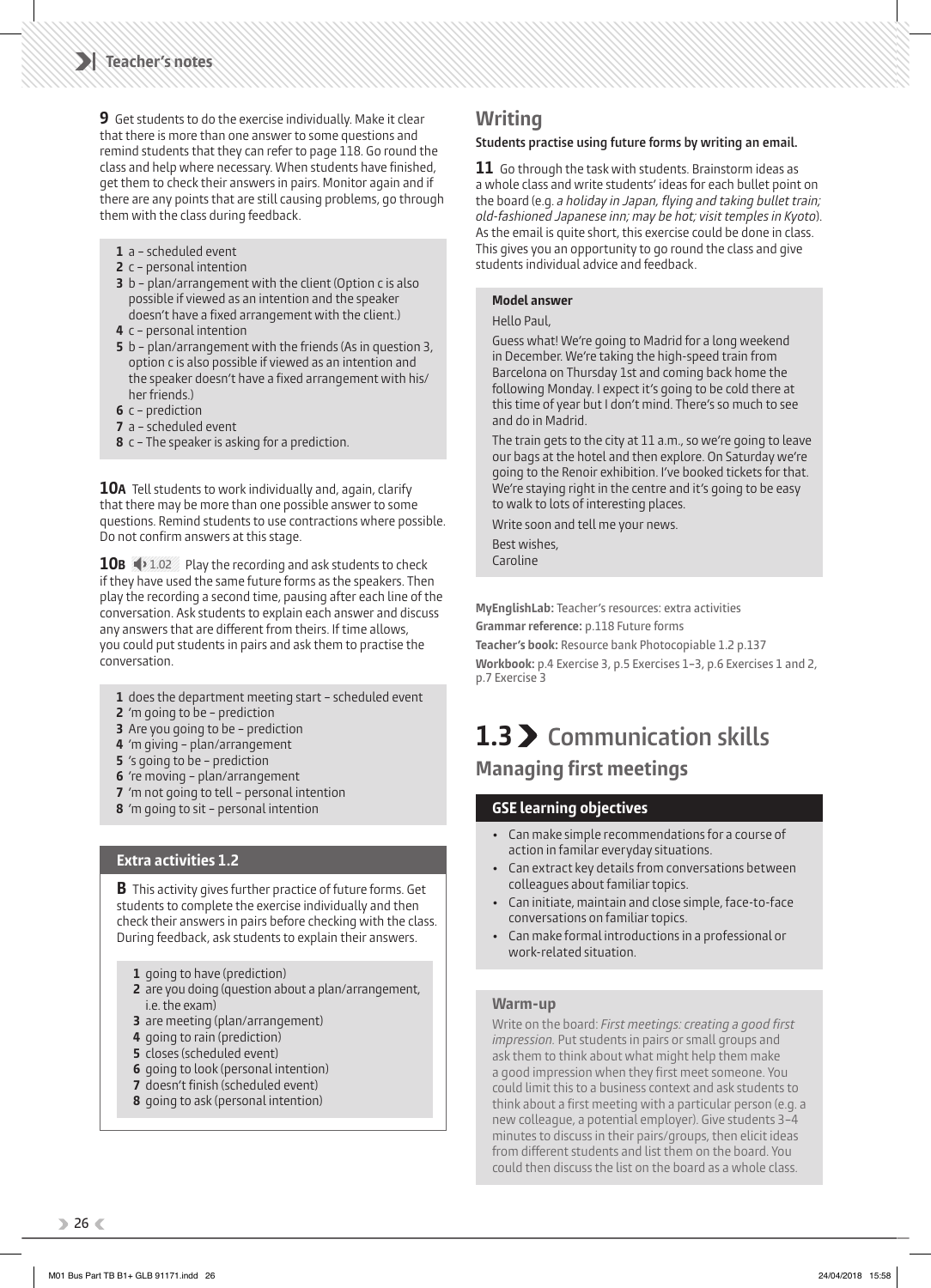**9** Get students to do the exercise individually. Make it clear that there is more than one answer to some questions and remind students that they can refer to page 118. Go round the class and help where necessary. When students have finished, get them to check their answers in pairs. Monitor again and if there are any points that are still causing problems, go through them with the class during feedback.

1. a – scheduled event
2. c – personal intention
3. b – plan/arrangement with the client (Option c is also possible if viewed as an intention and the speaker doesn't have a fixed arrangement with the client.)
4. c – personal intention
5. b – plan/arrangement with the friends (As in question 3, option c is also possible if viewed as an intention and the speaker doesn't have a fixed arrangement with his/her friends.)
6. c – prediction
7. a – scheduled event
8. c – The speaker is asking for a prediction.

**10A** Tell students to work individually and, again, clarify that there may be more than one possible answer to some questions. Remind students to use contractions where possible. Do not confirm answers at this stage.

**10B** 1.02 Play the recording and ask students to check if they have used the same future forms as the speakers. Then play the recording a second time, pausing after each line of the conversation. Ask students to explain each answer and discuss any answers that are different from theirs. If time allows, you could put students in pairs and ask them to practise the conversation.

1. does the department meeting start – scheduled event
2. 'm going to be – prediction
3. Are you going to be – prediction
4. 'm giving – plan/arrangement
5. 's going to be – prediction
6. 're moving – plan/arrangement
7. 'm not going to tell – personal intention
8. 'm going to sit – personal intention

### Extra activities 1.2

**B** This activity gives further practice of future forms. Get students to complete the exercise individually and then check their answers in pairs before checking with the class. During feedback, ask students to explain their answers.

1. going to have (prediction)
2. are you doing (question about a plan/arrangement, i.e. the exam)
3. are meeting (plan/arrangement)
4. going to rain (prediction)
5. closes (scheduled event)
6. going to look (personal intention)
7. doesn't finish (scheduled event)
8. going to ask (personal intention)

## Writing

**Students practise using future forms by writing an email.**

**11** Go through the task with students. Brainstorm ideas as a whole class and write students' ideas for each bullet point on the board (e.g. *a holiday in Japan, flying and taking bullet train; old-fashioned Japanese inn; may be hot; visit temples in Kyoto*). As the email is quite short, this exercise could be done in class. This gives you an opportunity to go round the class and give students individual advice and feedback.

**Model answer**

Hello Paul,

Guess what! We're going to Madrid for a long weekend in December. We're taking the high-speed train from Barcelona on Thursday 1st and coming back home the following Monday. I expect it's going to be cold there at this time of year but I don't mind. There's so much to see and do in Madrid.

The train gets to the city at 11 a.m., so we're going to leave our bags at the hotel and then explore. On Saturday we're going to the Renoir exhibition. I've booked tickets for that. We're staying right in the centre and it's going to be easy to walk to lots of interesting places.

Write soon and tell me your news.

Best wishes,
Caroline

**MyEnglishLab:** Teacher's resources: extra activities
**Grammar reference:** p.118 Future forms
**Teacher's book:** Resource bank Photocopiable 1.2 p.137
**Workbook:** p.4 Exercise 3, p.5 Exercises 1–3, p.6 Exercises 1 and 2, p.7 Exercise 3

# 1.3 Communication skills

## Managing first meetings

### GSE learning objectives

- Can make simple recommendations for a course of action in familar everyday situations.
- Can extract key details from conversations between colleagues about familiar topics.
- Can initiate, maintain and close simple, face-to-face conversations on familiar topics.
- Can make formal introductions in a professional or work-related situation.

### Warm-up

Write on the board: *First meetings: creating a good first impression.* Put students in pairs or small groups and ask them to think about what might help them make a good impression when they first meet someone. You could limit this to a business context and ask students to think about a first meeting with a particular person (e.g. a new colleague, a potential employer). Give students 3–4 minutes to discuss in their pairs/groups, then elicit ideas from different students and list them on the board. You could then discuss the list on the board as a whole class.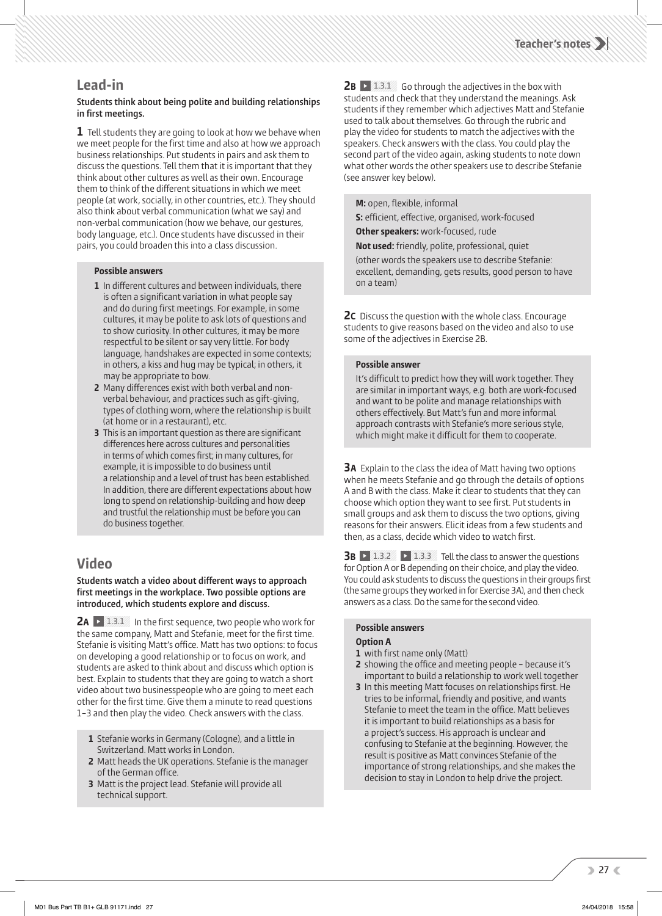## Lead-in

**Students think about being polite and building relationships in first meetings.**

**1** Tell students they are going to look at how we behave when we meet people for the first time and also at how we approach business relationships. Put students in pairs and ask them to discuss the questions. Tell them that it is important that they think about other cultures as well as their own. Encourage them to think of the different situations in which we meet people (at work, socially, in other countries, etc.). They should also think about verbal communication (what we say) and non-verbal communication (how we behave, our gestures, body language, etc.). Once students have discussed in their pairs, you could broaden this into a class discussion.

**Possible answers**

1. In different cultures and between individuals, there is often a significant variation in what people say and do during first meetings. For example, in some cultures, it may be polite to ask lots of questions and to show curiosity. In other cultures, it may be more respectful to be silent or say very little. For body language, handshakes are expected in some contexts; in others, a kiss and hug may be typical; in others, it may be appropriate to bow.
2. Many differences exist with both verbal and non-verbal behaviour, and practices such as gift-giving, types of clothing worn, where the relationship is built (at home or in a restaurant), etc.
3. This is an important question as there are significant differences here across cultures and personalities in terms of which comes first; in many cultures, for example, it is impossible to do business until a relationship and a level of trust has been established. In addition, there are different expectations about how long to spend on relationship-building and how deep and trustful the relationship must be before you can do business together.

## Video

**Students watch a video about different ways to approach first meetings in the workplace. Two possible options are introduced, which students explore and discuss.**

**2A** ▶ 1.3.1 In the first sequence, two people who work for the same company, Matt and Stefanie, meet for the first time. Stefanie is visiting Matt's office. Matt has two options: to focus on developing a good relationship or to focus on work, and students are asked to think about and discuss which option is best. Explain to students that they are going to watch a short video about two businesspeople who are going to meet each other for the first time. Give them a minute to read questions 1–3 and then play the video. Check answers with the class.

1. Stefanie works in Germany (Cologne), and a little in Switzerland. Matt works in London.
2. Matt heads the UK operations. Stefanie is the manager of the German office.
3. Matt is the project lead. Stefanie will provide all technical support.

**2B** ▶ 1.3.1 Go through the adjectives in the box with students and check that they understand the meanings. Ask students if they remember which adjectives Matt and Stefanie used to talk about themselves. Go through the rubric and play the video for students to match the adjectives with the speakers. Check answers with the class. You could play the second part of the video again, asking students to note down what other words the other speakers use to describe Stefanie (see answer key below).

**M:** open, flexible, informal
**S:** efficient, effective, organised, work-focused
**Other speakers:** work-focused, rude
**Not used:** friendly, polite, professional, quiet
(other words the speakers use to describe Stefanie: excellent, demanding, gets results, good person to have on a team)

**2C** Discuss the question with the whole class. Encourage students to give reasons based on the video and also to use some of the adjectives in Exercise 2B.

**Possible answer**

It's difficult to predict how they will work together. They are similar in important ways, e.g. both are work-focused and want to be polite and manage relationships with others effectively. But Matt's fun and more informal approach contrasts with Stefanie's more serious style, which might make it difficult for them to cooperate.

**3A** Explain to the class the idea of Matt having two options when he meets Stefanie and go through the details of options A and B with the class. Make it clear to students that they can choose which option they want to see first. Put students in small groups and ask them to discuss the two options, giving reasons for their answers. Elicit ideas from a few students and then, as a class, decide which video to watch first.

**3B** ▶ 1.3.2 ▶ 1.3.3 Tell the class to answer the questions for Option A or B depending on their choice, and play the video. You could ask students to discuss the questions in their groups first (the same groups they worked in for Exercise 3A), and then check answers as a class. Do the same for the second video.

**Possible answers**

**Option A**

1. with first name only (Matt)
2. showing the office and meeting people – because it's important to build a relationship to work well together
3. In this meeting Matt focuses on relationships first. He tries to be informal, friendly and positive, and wants Stefanie to meet the team in the office. Matt believes it is important to build relationships as a basis for a project's success. His approach is unclear and confusing to Stefanie at the beginning. However, the result is positive as Matt convinces Stefanie of the importance of strong relationships, and she makes the decision to stay in London to help drive the project.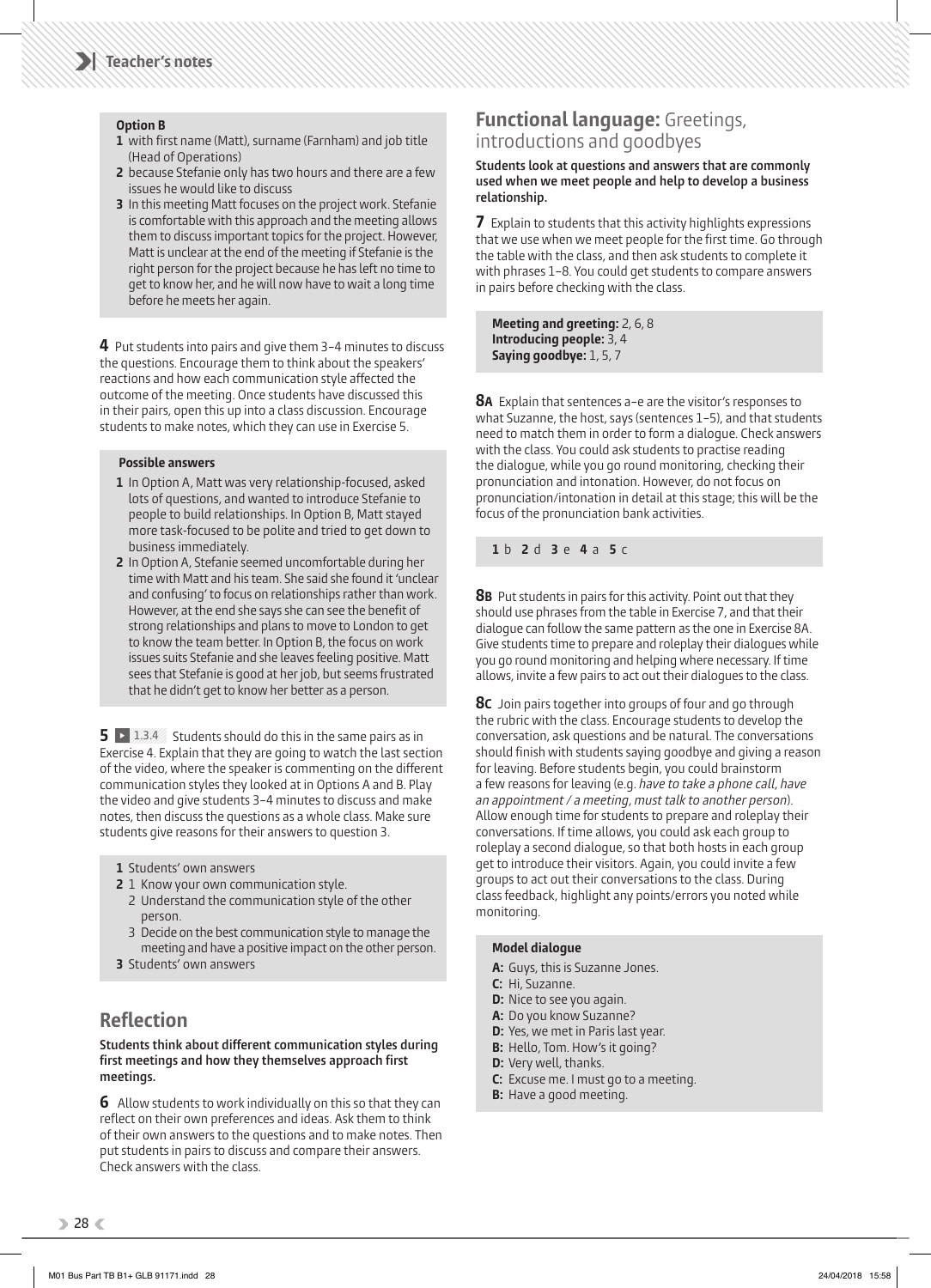**Option B**

1. with first name (Matt), surname (Farnham) and job title (Head of Operations)
2. because Stefanie only has two hours and there are a few issues he would like to discuss
3. In this meeting Matt focuses on the project work. Stefanie is comfortable with this approach and the meeting allows them to discuss important topics for the project. However, Matt is unclear at the end of the meeting if Stefanie is the right person for the project because he has left no time to get to know her, and he will now have to wait a long time before he meets her again.

**4** Put students into pairs and give them 3–4 minutes to discuss the questions. Encourage them to think about the speakers' reactions and how each communication style affected the outcome of the meeting. Once students have discussed this in their pairs, open this up into a class discussion. Encourage students to make notes, which they can use in Exercise 5.

**Possible answers**

1. In Option A, Matt was very relationship-focused, asked lots of questions, and wanted to introduce Stefanie to people to build relationships. In Option B, Matt stayed more task-focused to be polite and tried to get down to business immediately.
2. In Option A, Stefanie seemed uncomfortable during her time with Matt and his team. She said she found it 'unclear and confusing' to focus on relationships rather than work. However, at the end she says she can see the benefit of strong relationships and plans to move to London to get to know the team better. In Option B, the focus on work issues suits Stefanie and she leaves feeling positive. Matt sees that Stefanie is good at her job, but seems frustrated that he didn't get to know her better as a person.

**5** ▶ 1.3.4 Students should do this in the same pairs as in Exercise 4. Explain that they are going to watch the last section of the video, where the speaker is commenting on the different communication styles they looked at in Options A and B. Play the video and give students 3–4 minutes to discuss and make notes, then discuss the questions as a whole class. Make sure students give reasons for their answers to question 3.

1. Students' own answers
2. 1 Know your own communication style.
   2 Understand the communication style of the other person.
   3 Decide on the best communication style to manage the meeting and have a positive impact on the other person.
3. Students' own answers

## Reflection

**Students think about different communication styles during first meetings and how they themselves approach first meetings.**

**6** Allow students to work individually on this so that they can reflect on their own preferences and ideas. Ask them to think of their own answers to the questions and to make notes. Then put students in pairs to discuss and compare their answers. Check answers with the class.

## Functional language: Greetings, introductions and goodbyes

**Students look at questions and answers that are commonly used when we meet people and help to develop a business relationship.**

**7** Explain to students that this activity highlights expressions that we use when we meet people for the first time. Go through the table with the class, and then ask students to complete it with phrases 1–8. You could get students to compare answers in pairs before checking with the class.

**Meeting and greeting:** 2, 6, 8
**Introducing people:** 3, 4
**Saying goodbye:** 1, 5, 7

**8A** Explain that sentences a–e are the visitor's responses to what Suzanne, the host, says (sentences 1–5), and that students need to match them in order to form a dialogue. Check answers with the class. You could ask students to practise reading the dialogue, while you go round monitoring, checking their pronunciation and intonation. However, do not focus on pronunciation/intonation in detail at this stage; this will be the focus of the pronunciation bank activities.

**1** b **2** d **3** e **4** a **5** c

**8B** Put students in pairs for this activity. Point out that they should use phrases from the table in Exercise 7, and that their dialogue can follow the same pattern as the one in Exercise 8A. Give students time to prepare and roleplay their dialogues while you go round monitoring and helping where necessary. If time allows, invite a few pairs to act out their dialogues to the class.

**8C** Join pairs together into groups of four and go through the rubric with the class. Encourage students to develop the conversation, ask questions and be natural. The conversations should finish with students saying goodbye and giving a reason for leaving. Before students begin, you could brainstorm a few reasons for leaving (e.g. *have to take a phone call, have an appointment / a meeting, must talk to another person*). Allow enough time for students to prepare and roleplay their conversations. If time allows, you could ask each group to roleplay a second dialogue, so that both hosts in each group get to introduce their visitors. Again, you could invite a few groups to act out their conversations to the class. During class feedback, highlight any points/errors you noted while monitoring.

**Model dialogue**

**A:** Guys, this is Suzanne Jones.
**C:** Hi, Suzanne.
**D:** Nice to see you again.
**A:** Do you know Suzanne?
**D:** Yes, we met in Paris last year.
**B:** Hello, Tom. How's it going?
**D:** Very well, thanks.
**C:** Excuse me. I must go to a meeting.
**B:** Have a good meeting.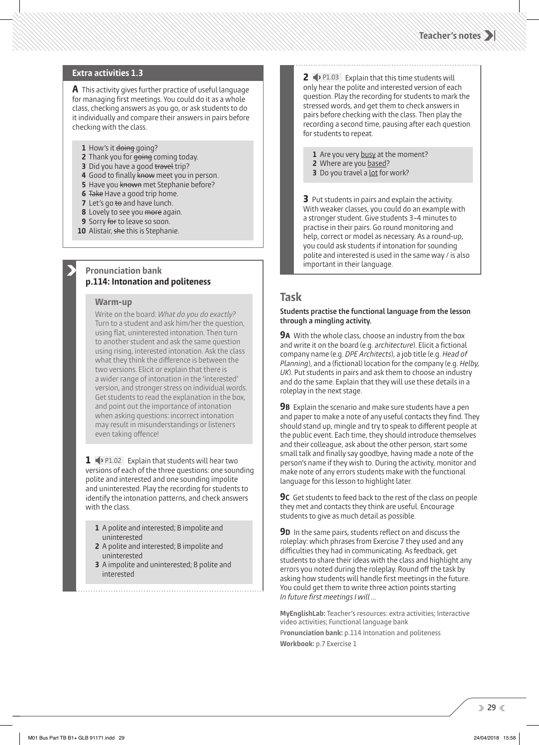## Extra activities 1.3

**A** This activity gives further practice of useful language for managing first meetings. You could do it as a whole class, checking answers as you go, or ask students to do it individually and compare their answers in pairs before checking with the class.

1. How's it ~~doing~~ going?
2. Thank you for ~~going~~ coming today.
3. Did you have a good ~~travel~~ trip?
4. Good to finally ~~know~~ meet you in person.
5. Have you ~~known~~ met Stephanie before?
6. ~~Take~~ Have a good trip home.
7. Let's go ~~to~~ and have lunch.
8. Lovely to see you ~~more~~ again.
9. Sorry ~~for~~ to leave so soon.
10. Alistair, ~~she~~ this is Stephanie.

### Pronunciation bank
### p.114: Intonation and politeness

#### Warm-up

Write on the board: *What do you do exactly?* Turn to a student and ask him/her the question, using flat, uninterested intonation. Then turn to another student and ask the same question using rising, interested intonation. Ask the class what they think the difference is between the two versions. Elicit or explain that there is a wider range of intonation in the 'interested' version, and stronger stress on individual words. Get students to read the explanation in the box, and point out the importance of intonation when asking questions: incorrect intonation may result in misunderstandings or listeners even taking offence!

**1** P1.02 Explain that students will hear two versions of each of the three questions: one sounding polite and interested and one sounding impolite and uninterested. Play the recording for students to identify the intonation patterns, and check answers with the class.

1. A polite and interested; B impolite and uninterested
2. A polite and interested; B impolite and uninterested
3. A impolite and uninterested; B polite and interested

**2** P1.03 Explain that this time students will only hear the polite and interested version of each question. Play the recording for students to mark the stressed words, and get them to check answers in pairs before checking with the class. Then play the recording a second time, pausing after each question for students to repeat.

1. Are you very <u>busy</u> at the moment?
2. Where are you <u>based</u>?
3. Do you travel a <u>lot</u> for work?

**3** Put students in pairs and explain the activity. With weaker classes, you could do an example with a stronger student. Give students 3–4 minutes to practise in their pairs. Go round monitoring and help, correct or model as necessary. As a round-up, you could ask students if intonation for sounding polite and interested is used in the same way / is also important in their language.

## Task

**Students practise the functional language from the lesson through a mingling activity.**

**9A** With the whole class, choose an industry from the box and write it on the board (e.g. *architecture*). Elicit a fictional company name (e.g. *DPE Architects*), a job title (e.g. *Head of Planning*), and a (fictional) location for the company (e.g. *Helby, UK*). Put students in pairs and ask them to choose an industry and do the same. Explain that they will use these details in a roleplay in the next stage.

**9B** Explain the scenario and make sure students have a pen and paper to make a note of any useful contacts they find. They should stand up, mingle and try to speak to different people at the public event. Each time, they should introduce themselves and their colleague, ask about the other person, start some small talk and finally say goodbye, having made a note of the person's name if they wish to. During the activity, monitor and make note of any errors students make with the functional language for this lesson to highlight later.

**9C** Get students to feed back to the rest of the class on people they met and contacts they think are useful. Encourage students to give as much detail as possible.

**9D** In the same pairs, students reflect on and discuss the roleplay: which phrases from Exercise 7 they used and any difficulties they had in communicating. As feedback, get students to share their ideas with the class and highlight any errors you noted during the roleplay. Round off the task by asking how students will handle first meetings in the future. You could get them to write three action points starting *In future first meetings I will …*

**MyEnglishLab:** Teacher's resources: extra activities; Interactive video activities; Functional language bank

**Pronunciation bank:** p.114 Intonation and politeness

**Workbook:** p.7 Exercise 1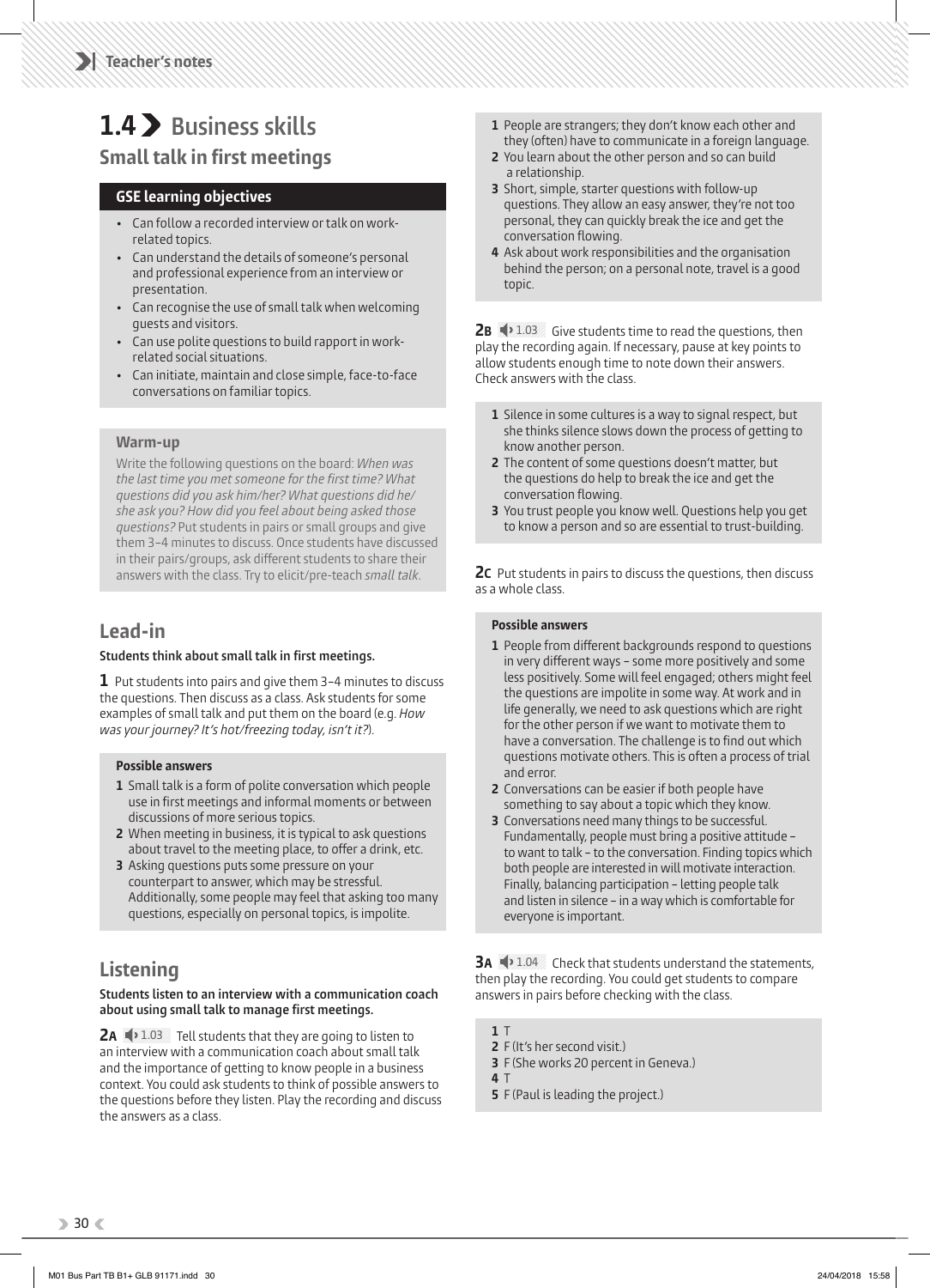# 1.4 Business skills

## Small talk in first meetings

### GSE learning objectives

- Can follow a recorded interview or talk on work-related topics.
- Can understand the details of someone's personal and professional experience from an interview or presentation.
- Can recognise the use of small talk when welcoming guests and visitors.
- Can use polite questions to build rapport in work-related social situations.
- Can initiate, maintain and close simple, face-to-face conversations on familiar topics.

### Warm-up

Write the following questions on the board: *When was the last time you met someone for the first time? What questions did you ask him/her? What questions did he/she ask you? How did you feel about being asked those questions?* Put students in pairs or small groups and give them 3–4 minutes to discuss. Once students have discussed in their pairs/groups, ask different students to share their answers with the class. Try to elicit/pre-teach *small talk*.

## Lead-in

**Students think about small talk in first meetings.**

**1** Put students into pairs and give them 3–4 minutes to discuss the questions. Then discuss as a class. Ask students for some examples of small talk and put them on the board (e.g. *How was your journey? It's hot/freezing today, isn't it?*).

**Possible answers**

1. Small talk is a form of polite conversation which people use in first meetings and informal moments or between discussions of more serious topics.
2. When meeting in business, it is typical to ask questions about travel to the meeting place, to offer a drink, etc.
3. Asking questions puts some pressure on your counterpart to answer, which may be stressful. Additionally, some people may feel that asking too many questions, especially on personal topics, is impolite.

## Listening

**Students listen to an interview with a communication coach about using small talk to manage first meetings.**

**2A** 1.03 Tell students that they are going to listen to an interview with a communication coach about small talk and the importance of getting to know people in a business context. You could ask students to think of possible answers to the questions before they listen. Play the recording and discuss the answers as a class.

1. People are strangers; they don't know each other and they (often) have to communicate in a foreign language.
2. You learn about the other person and so can build a relationship.
3. Short, simple, starter questions with follow-up questions. They allow an easy answer, they're not too personal, they can quickly break the ice and get the conversation flowing.
4. Ask about work responsibilities and the organisation behind the person; on a personal note, travel is a good topic.

**2B** 1.03 Give students time to read the questions, then play the recording again. If necessary, pause at key points to allow students enough time to note down their answers. Check answers with the class.

1. Silence in some cultures is a way to signal respect, but she thinks silence slows down the process of getting to know another person.
2. The content of some questions doesn't matter, but the questions do help to break the ice and get the conversation flowing.
3. You trust people you know well. Questions help you get to know a person and so are essential to trust-building.

**2C** Put students in pairs to discuss the questions, then discuss as a whole class.

**Possible answers**

1. People from different backgrounds respond to questions in very different ways – some more positively and some less positively. Some will feel engaged; others might feel the questions are impolite in some way. At work and in life generally, we need to ask questions which are right for the other person if we want to motivate them to have a conversation. The challenge is to find out which questions motivate others. This is often a process of trial and error.
2. Conversations can be easier if both people have something to say about a topic which they know.
3. Conversations need many things to be successful. Fundamentally, people must bring a positive attitude – to want to talk – to the conversation. Finding topics which both people are interested in will motivate interaction. Finally, balancing participation – letting people talk and listen in silence – in a way which is comfortable for everyone is important.

**3A** 1.04 Check that students understand the statements, then play the recording. You could get students to compare answers in pairs before checking with the class.

1. T
2. F (It's her second visit.)
3. F (She works 20 percent in Geneva.)
4. T
5. F (Paul is leading the project.)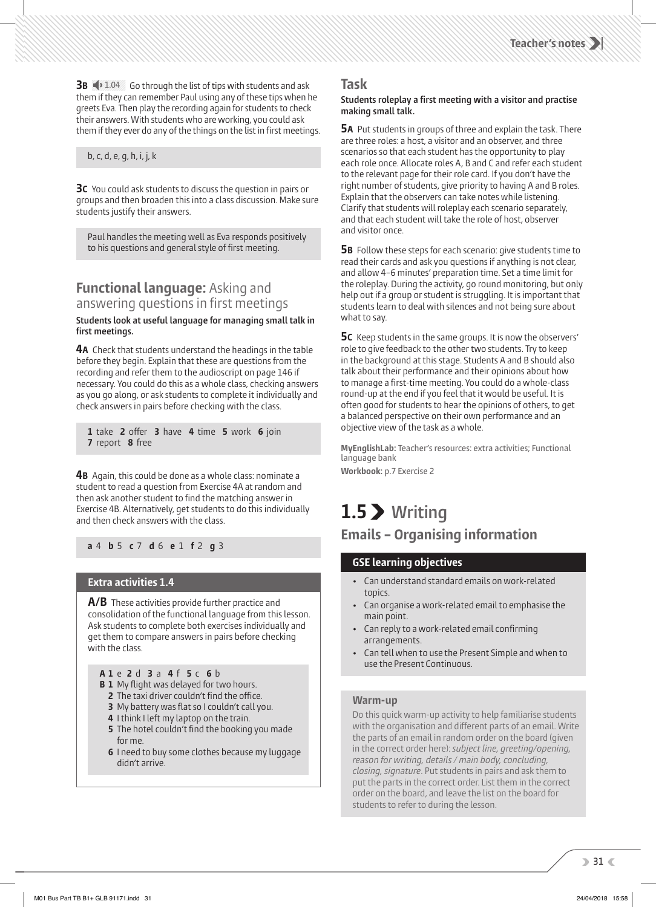**3B** 1.04 Go through the list of tips with students and ask them if they can remember Paul using any of these tips when he greets Eva. Then play the recording again for students to check their answers. With students who are working, you could ask them if they ever do any of the things on the list in first meetings.

b, c, d, e, g, h, i, j, k

**3C** You could ask students to discuss the question in pairs or groups and then broaden this into a class discussion. Make sure students justify their answers.

Paul handles the meeting well as Eva responds positively to his questions and general style of first meeting.

## Functional language: Asking and answering questions in first meetings

**Students look at useful language for managing small talk in first meetings.**

**4A** Check that students understand the headings in the table before they begin. Explain that these are questions from the recording and refer them to the audioscript on page 146 if necessary. You could do this as a whole class, checking answers as you go along, or ask students to complete it individually and check answers in pairs before checking with the class.

**1** take **2** offer **3** have **4** time **5** work **6** join **7** report **8** free

**4B** Again, this could be done as a whole class: nominate a student to read a question from Exercise 4A at random and then ask another student to find the matching answer in Exercise 4B. Alternatively, get students to do this individually and then check answers with the class.

**a** 4 **b** 5 **c** 7 **d** 6 **e** 1 **f** 2 **g** 3

### Extra activities 1.4

**A/B** These activities provide further practice and consolidation of the functional language from this lesson. Ask students to complete both exercises individually and get them to compare answers in pairs before checking with the class.

**A 1** e **2** d **3** a **4** f **5** c **6** b
**B 1** My flight was delayed for two hours.
**2** The taxi driver couldn't find the office.
**3** My battery was flat so I couldn't call you.
**4** I think I left my laptop on the train.
**5** The hotel couldn't find the booking you made for me.
**6** I need to buy some clothes because my luggage didn't arrive.

## Task

**Students roleplay a first meeting with a visitor and practise making small talk.**

**5A** Put students in groups of three and explain the task. There are three roles: a host, a visitor and an observer, and three scenarios so that each student has the opportunity to play each role once. Allocate roles A, B and C and refer each student to the relevant page for their role card. If you don't have the right number of students, give priority to having A and B roles. Explain that the observers can take notes while listening. Clarify that students will roleplay each scenario separately, and that each student will take the role of host, observer and visitor once.

**5B** Follow these steps for each scenario: give students time to read their cards and ask you questions if anything is not clear, and allow 4–6 minutes' preparation time. Set a time limit for the roleplay. During the activity, go round monitoring, but only help out if a group or student is struggling. It is important that students learn to deal with silences and not being sure about what to say.

**5C** Keep students in the same groups. It is now the observers' role to give feedback to the other two students. Try to keep in the background at this stage. Students A and B should also talk about their performance and their opinions about how to manage a first-time meeting. You could do a whole-class round-up at the end if you feel that it would be useful. It is often good for students to hear the opinions of others, to get a balanced perspective on their own performance and an objective view of the task as a whole.

**MyEnglishLab:** Teacher's resources: extra activities; Functional language bank
**Workbook:** p.7 Exercise 2

# 1.5 Writing

## Emails – Organising information

### GSE learning objectives

- Can understand standard emails on work-related topics.
- Can organise a work-related email to emphasise the main point.
- Can reply to a work-related email confirming arrangements.
- Can tell when to use the Present Simple and when to use the Present Continuous.

### Warm-up

Do this quick warm-up activity to help familiarise students with the organisation and different parts of an email. Write the parts of an email in random order on the board (given in the correct order here): *subject line, greeting/opening, reason for writing, details / main body, concluding, closing, signature*. Put students in pairs and ask them to put the parts in the correct order. List them in the correct order on the board, and leave the list on the board for students to refer to during the lesson.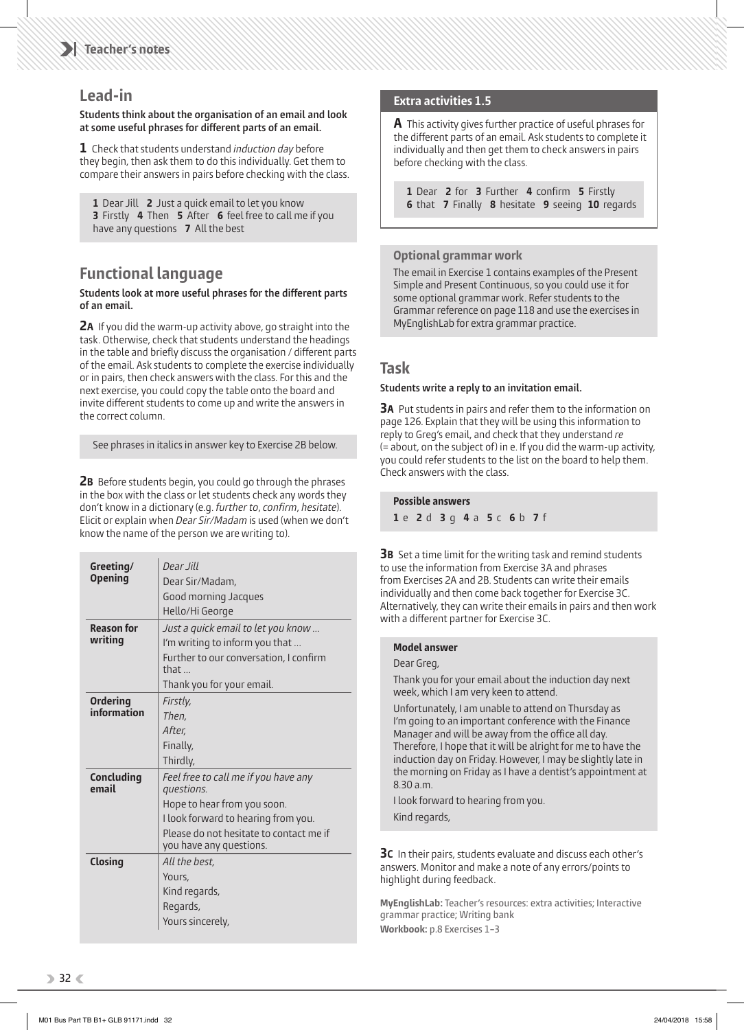## Lead-in

**Students think about the organisation of an email and look at some useful phrases for different parts of an email.**

**1** Check that students understand *induction day* before they begin, then ask them to do this individually. Get them to compare their answers in pairs before checking with the class.

**1** Dear Jill **2** Just a quick email to let you know **3** Firstly **4** Then **5** After **6** feel free to call me if you have any questions **7** All the best

## Functional language

**Students look at more useful phrases for the different parts of an email.**

**2A** If you did the warm-up activity above, go straight into the task. Otherwise, check that students understand the headings in the table and briefly discuss the organisation / different parts of the email. Ask students to complete the exercise individually or in pairs, then check answers with the class. For this and the next exercise, you could copy the table onto the board and invite different students to come up and write the answers in the correct column.

See phrases in italics in answer key to Exercise 2B below.

**2B** Before students begin, you could go through the phrases in the box with the class or let students check any words they don't know in a dictionary (e.g. *further to*, *confirm*, *hesitate*). Elicit or explain when *Dear Sir/Madam* is used (when we don't know the name of the person we are writing to).

| | |
|---|---|
| **Greeting/ Opening** | *Dear Jill*<br>Dear Sir/Madam,<br>Good morning Jacques<br>Hello/Hi George |
| **Reason for writing** | *Just a quick email to let you know …*<br>I'm writing to inform you that …<br>Further to our conversation, I confirm that …<br>Thank you for your email. |
| **Ordering information** | *Firstly,*<br>*Then,*<br>*After,*<br>Finally,<br>Thirdly, |
| **Concluding email** | *Feel free to call me if you have any questions.*<br>Hope to hear from you soon.<br>I look forward to hearing from you.<br>Please do not hesitate to contact me if you have any questions. |
| **Closing** | *All the best,*<br>Yours,<br>Kind regards,<br>Regards,<br>Yours sincerely, |

### Extra activities 1.5

**A** This activity gives further practice of useful phrases for the different parts of an email. Ask students to complete it individually and then get them to check answers in pairs before checking with the class.

**1** Dear **2** for **3** Further **4** confirm **5** Firstly **6** that **7** Finally **8** hesitate **9** seeing **10** regards

### Optional grammar work

The email in Exercise 1 contains examples of the Present Simple and Present Continuous, so you could use it for some optional grammar work. Refer students to the Grammar reference on page 118 and use the exercises in MyEnglishLab for extra grammar practice.

## Task

**Students write a reply to an invitation email.**

**3A** Put students in pairs and refer them to the information on page 126. Explain that they will be using this information to reply to Greg's email, and check that they understand *re* (= about, on the subject of) in e. If you did the warm-up activity, you could refer students to the list on the board to help them. Check answers with the class.

**Possible answers**

**1** e **2** d **3** g **4** a **5** c **6** b **7** f

**3B** Set a time limit for the writing task and remind students to use the information from Exercise 3A and phrases from Exercises 2A and 2B. Students can write their emails individually and then come back together for Exercise 3C. Alternatively, they can write their emails in pairs and then work with a different partner for Exercise 3C.

**Model answer**

Dear Greg,

Thank you for your email about the induction day next week, which I am very keen to attend.

Unfortunately, I am unable to attend on Thursday as I'm going to an important conference with the Finance Manager and will be away from the office all day. Therefore, I hope that it will be alright for me to have the induction day on Friday. However, I may be slightly late in the morning on Friday as I have a dentist's appointment at 8.30 a.m.

I look forward to hearing from you.

Kind regards,

**3C** In their pairs, students evaluate and discuss each other's answers. Monitor and make a note of any errors/points to highlight during feedback.

**MyEnglishLab:** Teacher's resources: extra activities; Interactive grammar practice; Writing bank

**Workbook:** p.8 Exercises 1–3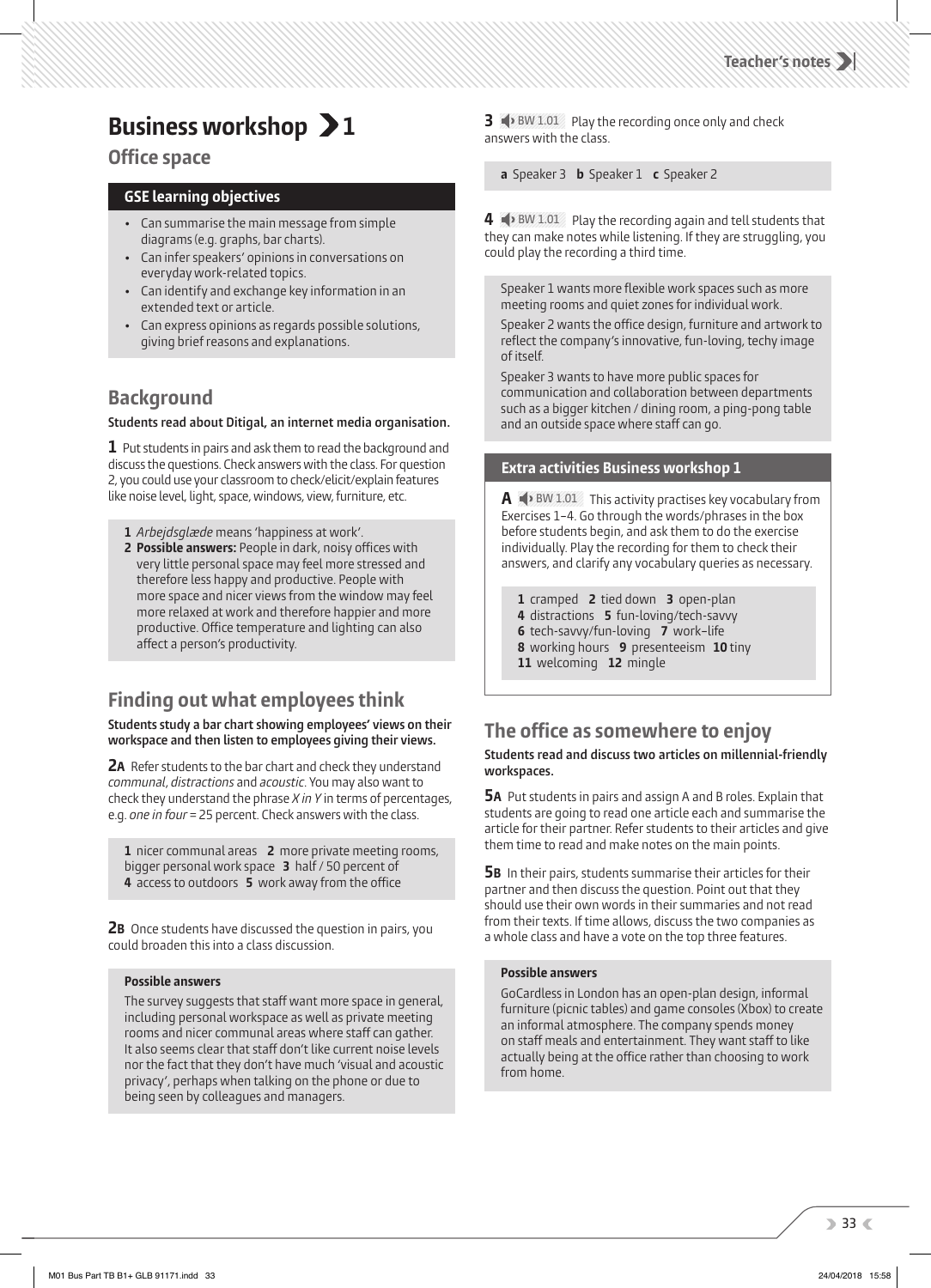# Business workshop 1

## Office space

### GSE learning objectives

- Can summarise the main message from simple diagrams (e.g. graphs, bar charts).
- Can infer speakers' opinions in conversations on everyday work-related topics.
- Can identify and exchange key information in an extended text or article.
- Can express opinions as regards possible solutions, giving brief reasons and explanations.

## Background

**Students read about Ditigal, an internet media organisation.**

**1** Put students in pairs and ask them to read the background and discuss the questions. Check answers with the class. For question 2, you could use your classroom to check/elicit/explain features like noise level, light, space, windows, view, furniture, etc.

> **1** *Arbejdsglæde* means 'happiness at work'.
> **2 Possible answers:** People in dark, noisy offices with very little personal space may feel more stressed and therefore less happy and productive. People with more space and nicer views from the window may feel more relaxed at work and therefore happier and more productive. Office temperature and lighting can also affect a person's productivity.

## Finding out what employees think

**Students study a bar chart showing employees' views on their workspace and then listen to employees giving their views.**

**2A** Refer students to the bar chart and check they understand *communal*, *distractions* and *acoustic*. You may also want to check they understand the phrase *X in Y* in terms of percentages, e.g. *one in four* = 25 percent. Check answers with the class.

> **1** nicer communal areas **2** more private meeting rooms, bigger personal work space **3** half / 50 percent of **4** access to outdoors **5** work away from the office

**2B** Once students have discussed the question in pairs, you could broaden this into a class discussion.

> **Possible answers**
>
> The survey suggests that staff want more space in general, including personal workspace as well as private meeting rooms and nicer communal areas where staff can gather. It also seems clear that staff don't like current noise levels nor the fact that they don't have much 'visual and acoustic privacy', perhaps when talking on the phone or due to being seen by colleagues and managers.

**3** BW 1.01 Play the recording once only and check answers with the class.

> **a** Speaker 3 **b** Speaker 1 **c** Speaker 2

**4** BW 1.01 Play the recording again and tell students that they can make notes while listening. If they are struggling, you could play the recording a third time.

> Speaker 1 wants more flexible work spaces such as more meeting rooms and quiet zones for individual work.
>
> Speaker 2 wants the office design, furniture and artwork to reflect the company's innovative, fun-loving, techy image of itself.
>
> Speaker 3 wants to have more public spaces for communication and collaboration between departments such as a bigger kitchen / dining room, a ping-pong table and an outside space where staff can go.

### Extra activities Business workshop 1

**A** BW 1.01 This activity practises key vocabulary from Exercises 1–4. Go through the words/phrases in the box before students begin, and ask them to do the exercise individually. Play the recording for them to check their answers, and clarify any vocabulary queries as necessary.

> **1** cramped **2** tied down **3** open-plan **4** distractions **5** fun-loving/tech-savvy **6** tech-savvy/fun-loving **7** work–life **8** working hours **9** presenteeism **10** tiny **11** welcoming **12** mingle

## The office as somewhere to enjoy

**Students read and discuss two articles on millennial-friendly workspaces.**

**5A** Put students in pairs and assign A and B roles. Explain that students are going to read one article each and summarise the article for their partner. Refer students to their articles and give them time to read and make notes on the main points.

**5B** In their pairs, students summarise their articles for their partner and then discuss the question. Point out that they should use their own words in their summaries and not read from their texts. If time allows, discuss the two companies as a whole class and have a vote on the top three features.

> **Possible answers**
>
> GoCardless in London has an open-plan design, informal furniture (picnic tables) and game consoles (Xbox) to create an informal atmosphere. The company spends money on staff meals and entertainment. They want staff to like actually being at the office rather than choosing to work from home.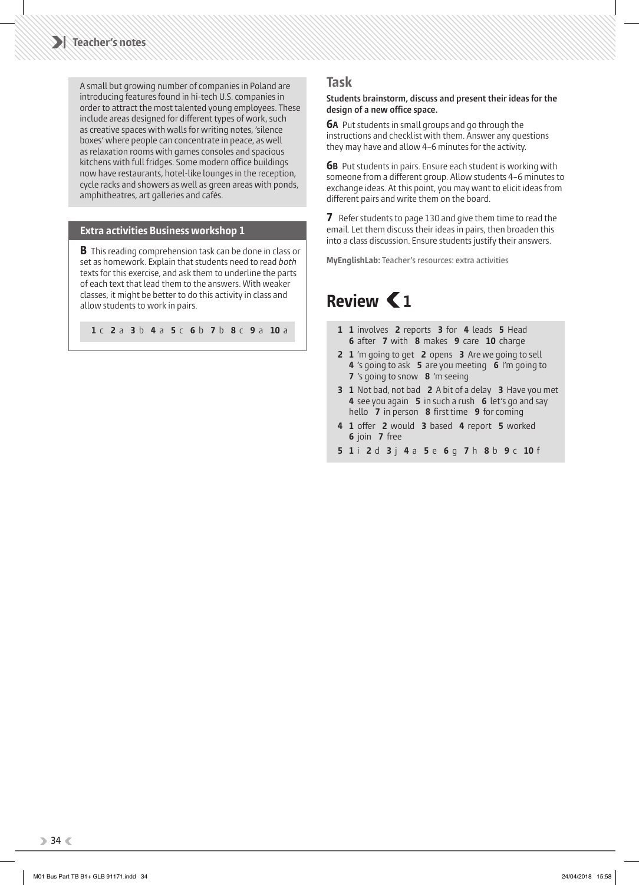A small but growing number of companies in Poland are introducing features found in hi-tech U.S. companies in order to attract the most talented young employees. These include areas designed for different types of work, such as creative spaces with walls for writing notes, 'silence boxes' where people can concentrate in peace, as well as relaxation rooms with games consoles and spacious kitchens with full fridges. Some modern office buildings now have restaurants, hotel-like lounges in the reception, cycle racks and showers as well as green areas with ponds, amphitheatres, art galleries and cafés.

### Extra activities Business workshop 1

**B** This reading comprehension task can be done in class or set as homework. Explain that students need to read *both* texts for this exercise, and ask them to underline the parts of each text that lead them to the answers. With weaker classes, it might be better to do this activity in class and allow students to work in pairs.

**1** c **2** a **3** b **4** a **5** c **6** b **7** b **8** c **9** a **10** a

## Task

**Students brainstorm, discuss and present their ideas for the design of a new office space.**

**6A** Put students in small groups and go through the instructions and checklist with them. Answer any questions they may have and allow 4–6 minutes for the activity.

**6B** Put students in pairs. Ensure each student is working with someone from a different group. Allow students 4–6 minutes to exchange ideas. At this point, you may want to elicit ideas from different pairs and write them on the board.

**7** Refer students to page 130 and give them time to read the email. Let them discuss their ideas in pairs, then broaden this into a class discussion. Ensure students justify their answers.

**MyEnglishLab:** Teacher's resources: extra activities

# Review 1

**1** **1** involves **2** reports **3** for **4** leads **5** Head **6** after **7** with **8** makes **9** care **10** charge

**2** **1** 'm going to get **2** opens **3** Are we going to sell **4** 's going to ask **5** are you meeting **6** I'm going to **7** 's going to snow **8** 'm seeing

**3** **1** Not bad, not bad **2** A bit of a delay **3** Have you met **4** see you again **5** in such a rush **6** let's go and say hello **7** in person **8** first time **9** for coming

**4** **1** offer **2** would **3** based **4** report **5** worked **6** join **7** free

**5** **1** i **2** d **3** j **4** a **5** e **6** g **7** h **8** b **9** c **10** f